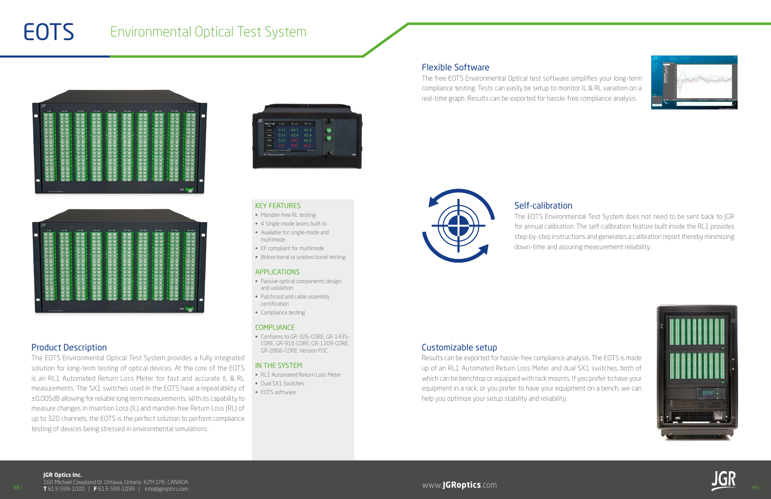# EOTS

## Environmental Optical Test System

## Product Description

The EOTS Environmental Optical Test System provides a fully integrated solution for long-term testing of optical devices. At the core of the EOTS is an RL1 Automated Return Loss Meter for fast and accurate IL & RL measurements. The SX1 switches used in the EOTS have a repeatability of ±0.005dB allowing for reliable long term measurements. With its capability to measure changes in Insertion Loss (IL) and mandrel-free Return Loss (RL) of up to 320 channels, the EOTS is the perfect solution to perform compliance testing of devices being stressed in environmental simulations.

### KEY FEATURES

- Mandrel-free RL testing
- 4 Single-mode lasers built-in
- Available for single-mode and multimode
- EF compliant for multimode
- Bidirectional or unidirectional testing

### APPLICATIONS

- Passive optical components design and validation
- Patchcord and cable assembly certification
- Compliance testing

### COMPLIANCE

- Conforms to GR-326-CORE, GR-1435-CORE, GR-910-CORE, GR-1209-CORE, GR-2866-CORE, Verizon FOC

### IN THE SYSTEM

- RL1 Automated Return Loss Meter
- Dual SX1 Switches
- EOTS software

## Flexible Software

The free EOTS Environmental Optical test software simplifies your long-term compliance testing. Tests can easily be setup to monitor IL & RL variation on a real-time graph. Results can be exported for hassle-free compliance analysis.

## Self-calibration

The EOTS Environmental Test System does not need to be sent back to JGR for annual calibration. The self-calibration feature built inside the RL1 provides step-by-step instructions and generates a calibration report thereby minimizing down-time and assuring measurement reliability.

## Customizable setup

Results can be exported for hassle-free compliance analysis. The EOTS is made up of an RL1 Automated Return Loss Meter and dual SX1 switches, both of which can be benchtop or equipped with rack mounts. If you prefer to have your equipment in a rack, or you prefer to have your equipment on a bench, we can help you optimize your setup stability and reliability.

**JGR Optics Inc.**
160 Michael Cowpland Dr. Ottawa, Ontario K2M 1P6 CANADA
**T** 613-599-1000 | **F** 613-599-1099 | info@jgroptics.com

www.**JGRoptics**.com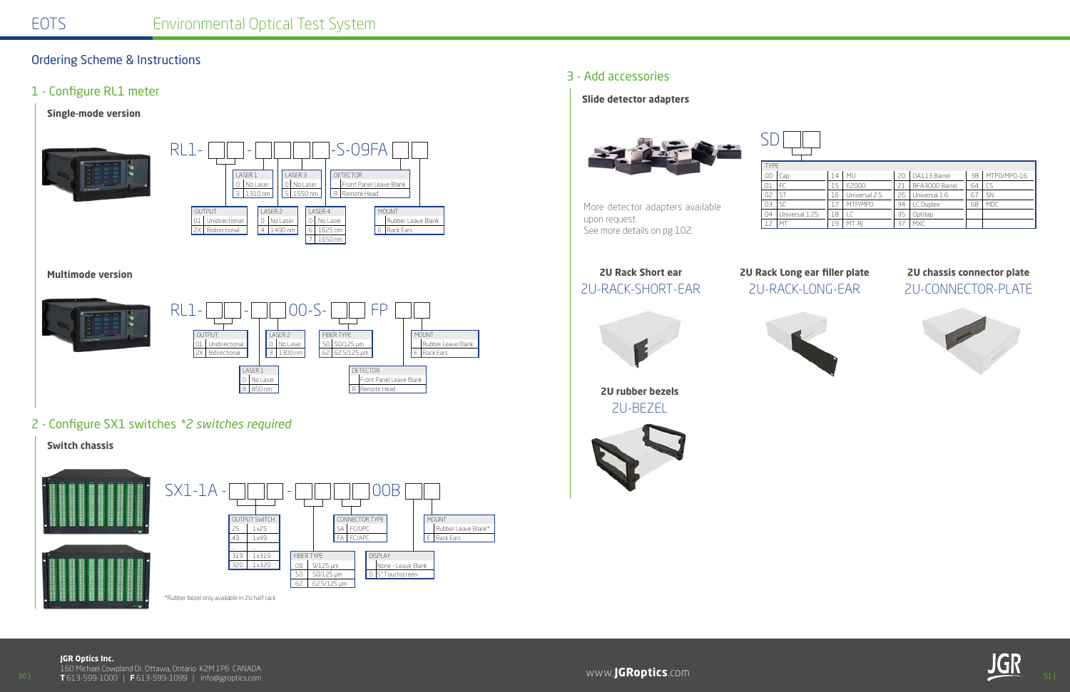# Environmental Optical Test System

## Ordering Scheme & Instructions

### 1 - Configure RL1 meter

**Single-mode version**

RL1- [ ][ ] - [ ][ ][ ][ ] -S-09FA [ ][ ]

| OUTPUT | |
|---|---|
| 01 | Unidirectional |
| 2X | Bidirectional |

| LASER 1 | |
|---|---|
| 0 | No Laser |
| 3 | 1310 nm |

| LASER 2 | |
|---|---|
| 0 | No Laser |
| 4 | 1490 nm |

| LASER 3 | |
|---|---|
| 0 | No Laser |
| 5 | 1550 nm |

| LASER 4 | |
|---|---|
| 0 | No Laser |
| 6 | 1625 nm |
| 7 | 1650 nm |

| DETECTOR | |
|---|---|
| | Front Panel Leave Blank |
| R | Remote Head |

| MOUNT | |
|---|---|
| | Rubber Leave Blank |
| E | Rack Ears |

**Multimode version**

RL1- [ ][ ] - [ ][ ] 00-S- [ ][ ] FP [ ][ ]

| OUTPUT | |
|---|---|
| 01 | Unidirectional |
| 2X | Bidirectional |

| LASER 1 | |
|---|---|
| 0 | No Laser |
| 8 | 850 nm |

| LASER 2 | |
|---|---|
| 0 | No Laser |
| 3 | 1300 nm |

| FIBER TYPE | |
|---|---|
| 50 | 50/125 µm |
| 62 | 62.5/125 µm |

| DETECTOR | |
|---|---|
| | Front Panel Leave Blank |
| R | Remote Head |

| MOUNT | |
|---|---|
| | Rubber Leave Blank |
| E | Rack Ears |

### 2 - Configure SX1 switches *\*2 switches required*

**Switch chassis**

SX1-1A - [ ][ ][ ] - [ ][ ][ ][ ] 00B [ ][ ]

| OUTPUT SWITCH | |
|---|---|
| 25 | 1x25 |
| 49 | 1x49 |
| ... | |
| 319 | 1x319 |
| 320 | 1x320 |

| FIBER TYPE | |
|---|---|
| 09 | 9/125 µm |
| 50 | 50/125 µm |
| 62 | 62.5/125 µm |

| CONNECTOR TYPE | |
|---|---|
| SA | FC/UPC |
| FA | FC/APC |

| DISPLAY | |
|---|---|
| | None - Leave Blank |
| D | 5" Touchscreen |

| MOUNT | |
|---|---|
| | Rubber Leave Blank* |
| E | Rack Ears |

*Rubber bezel only available in 2U half rack

### 3 - Add accessories

**Slide detector adapters**

SD [ ][ ]

| TYPE | | | | | | | |
|---|---|---|---|---|---|---|---|
| 00 | Cap | 14 | MU | 20 | DA113 Barrel | 38 | MTPO/MPO-16 |
| 01 | FC | 15 | E2000 | 21 | BFA3000 Barrel | 64 | CS |
| 02 | ST | 16 | Universal 2.5 | 26 | Universal 1.6 | 67 | SN |
| 03 | SC | 17 | MTP/MPO | 34 | LC Duplex | 68 | MDC |
| 04 | Universal 1.25 | 18 | LC | 35 | Optitap | | |
| 12 | MT | 19 | MT-RJ | 37 | MXC | | |

More detector adapters available upon request.
See more details on pg 102.

**2U Rack Short ear**
2U-RACK-SHORT-EAR

**2U Rack Long ear filler plate**
2U-RACK-LONG-EAR

**2U chassis connector plate**
2U-CONNECTOR-PLATE

**2U rubber bezels**
2U-BEZEL

**JGR Optics Inc.**
160 Michael Cowpland Dr. Ottawa, Ontario K2M 1P6 CANADA
**T** 613-599-1000 | **F** 613-599-1099 | info@jgroptics.com

www.**JGRoptics**.com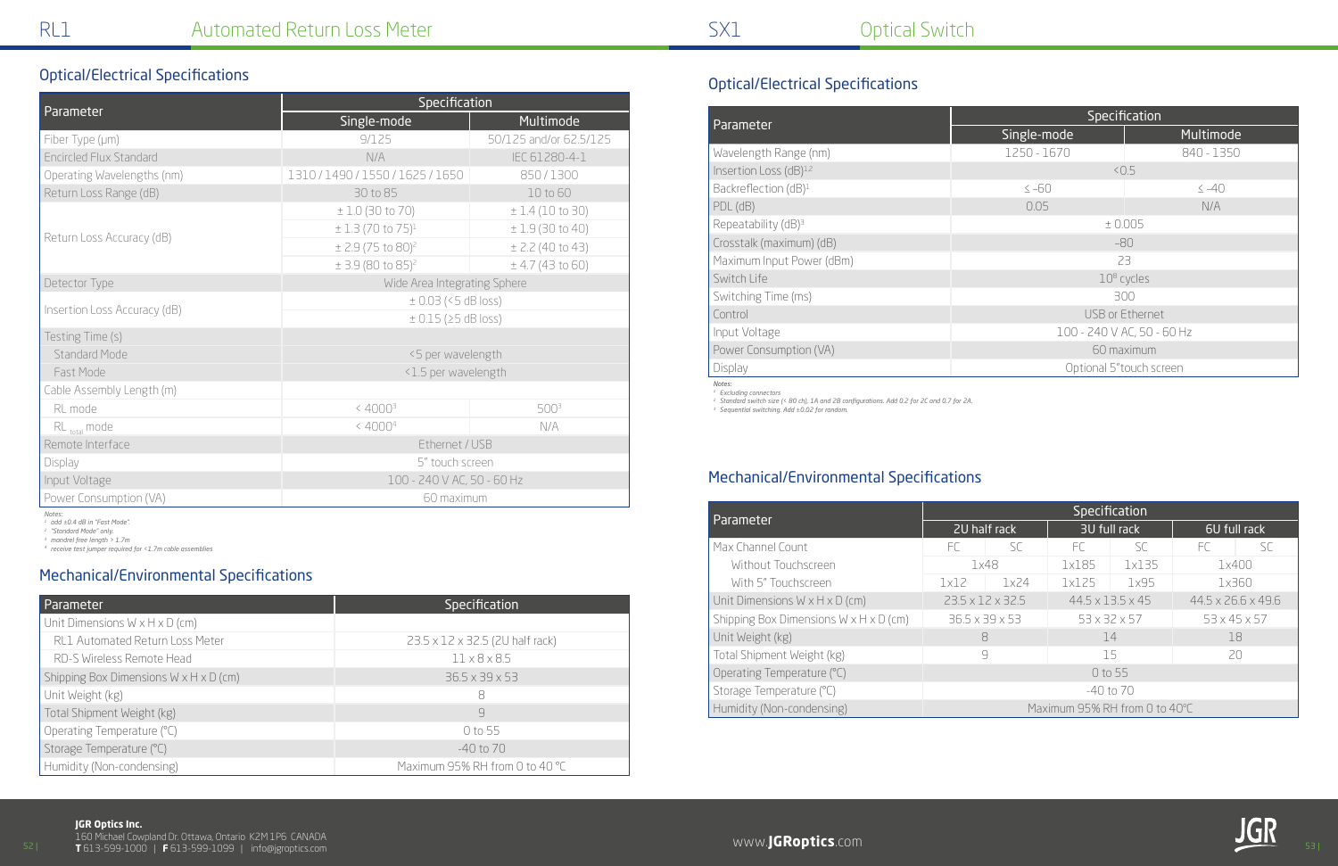# RL1 Automated Return Loss Meter

## Optical/Electrical Specifications

| Parameter | Specification | |
|---|---|---|
| | Single-mode | Multimode |
| Fiber Type (µm) | 9/125 | 50/125 and/or 62.5/125 |
| Encircled Flux Standard | N/A | IEC 61280-4-1 |
| Operating Wavelengths (nm) | 1310 / 1490 / 1550 / 1625 / 1650 | 850 / 1300 |
| Return Loss Range (dB) | 30 to 85 | 10 to 60 |
| Return Loss Accuracy (dB) | ± 1.0 (30 to 70) | ± 1.4 (10 to 30) |
| | ± 1.3 (70 to 75)[1] | ± 1.9 (30 to 40) |
| | ± 2.9 (75 to 80)[2] | ± 2.2 (40 to 43) |
| | ± 3.9 (80 to 85)[2] | ± 4.7 (43 to 60) |
| Detector Type | Wide Area Integrating Sphere | |
| Insertion Loss Accuracy (dB) | ± 0.03 (<5 dB loss) | |
| | ± 0.15 (≥5 dB loss) | |
| Testing Time (s) | | |
| Standard Mode | <5 per wavelength | |
| Fast Mode | <1.5 per wavelength | |
| Cable Assembly Length (m) | | |
| RL mode | < 4000[3] | 500[3] |
| $RL_{total}$ mode | < 4000[4] | N/A |
| Remote Interface | Ethernet / USB | |
| Display | 5" touch screen | |
| Input Voltage | 100 - 240 V AC, 50 - 60 Hz | |
| Power Consumption (VA) | 60 maximum | |

*Notes:*
*[1] add ±0.4 dB in "Fast Mode".*
*[2] "Standard Mode" only.*
*[3] mandrel free length > 1.7m*
*[4] receive test jumper required for <1.7m cable assemblies*

## Mechanical/Environmental Specifications

| Parameter | Specification |
|---|---|
| Unit Dimensions W x H x D (cm) | |
| RL1 Automated Return Loss Meter | 23.5 x 12 x 32.5 (2U half rack) |
| RD-S Wireless Remote Head | 11 x 8 x 8.5 |
| Shipping Box Dimensions W x H x D (cm) | 36.5 x 39 x 53 |
| Unit Weight (kg) | 8 |
| Total Shipment Weight (kg) | 9 |
| Operating Temperature (°C) | 0 to 55 |
| Storage Temperature (°C) | -40 to 70 |
| Humidity (Non-condensing) | Maximum 95% RH from 0 to 40 °C |

# SX1 Optical Switch

## Optical/Electrical Specifications

| Parameter | Specification | |
|---|---|---|
| | Single-mode | Multimode |
| Wavelength Range (nm) | 1250 - 1670 | 840 - 1350 |
| Insertion Loss (dB)[1,2] | <0.5 | |
| Backreflection (dB)[1] | ≤ -60 | ≤ -40 |
| PDL (dB) | 0.05 | N/A |
| Repeatability (dB)[3] | ± 0.005 | |
| Crosstalk (maximum) (dB) | -80 | |
| Maximum Input Power (dBm) | 23 | |
| Switch Life | $10^8$ cycles | |
| Switching Time (ms) | 300 | |
| Control | USB or Ethernet | |
| Input Voltage | 100 - 240 V AC, 50 - 60 Hz | |
| Power Consumption (VA) | 60 maximum | |
| Display | Optional 5"touch screen | |

*Notes:*
*[1] Excluding connectors*
*[2] Standard switch size (< 80 ch), 1A and 2B configurations. Add 0.2 for 2C and 0.7 for 2A.*
*[3] Sequential switching. Add ±0.02 for random.*

## Mechanical/Environmental Specifications

| Parameter | Specification | | | | | |
|---|---|---|---|---|---|---|
| | 2U half rack | | 3U full rack | | 6U full rack | |
| Max Channel Count | FC | SC | FC | SC | FC | SC |
| Without Touchscreen | 1x48 | | 1x185 | 1x135 | 1x400 | |
| With 5" Touchscreen | 1x12 | 1x24 | 1x125 | 1x95 | 1x360 | |
| Unit Dimensions W x H x D (cm) | 23.5 x 12 x 32.5 | | 44.5 x 13.5 x 45 | | 44.5 x 26.6 x 49.6 | |
| Shipping Box Dimensions W x H x D (cm) | 36.5 x 39 x 53 | | 53 x 32 x 57 | | 53 x 45 x 57 | |
| Unit Weight (kg) | 8 | | 14 | | 18 | |
| Total Shipment Weight (kg) | 9 | | 15 | | 20 | |
| Operating Temperature (°C) | 0 to 55 | | | | | |
| Storage Temperature (°C) | -40 to 70 | | | | | |
| Humidity (Non-condensing) | Maximum 95% RH from 0 to 40°C | | | | | |

**JGR Optics Inc.**
160 Michael Cowpland Dr. Ottawa, Ontario K2M 1P6 CANADA
**T** 613-599-1000 | **F** 613-599-1099 | info@jgroptics.com

www.**JGRoptics**.com